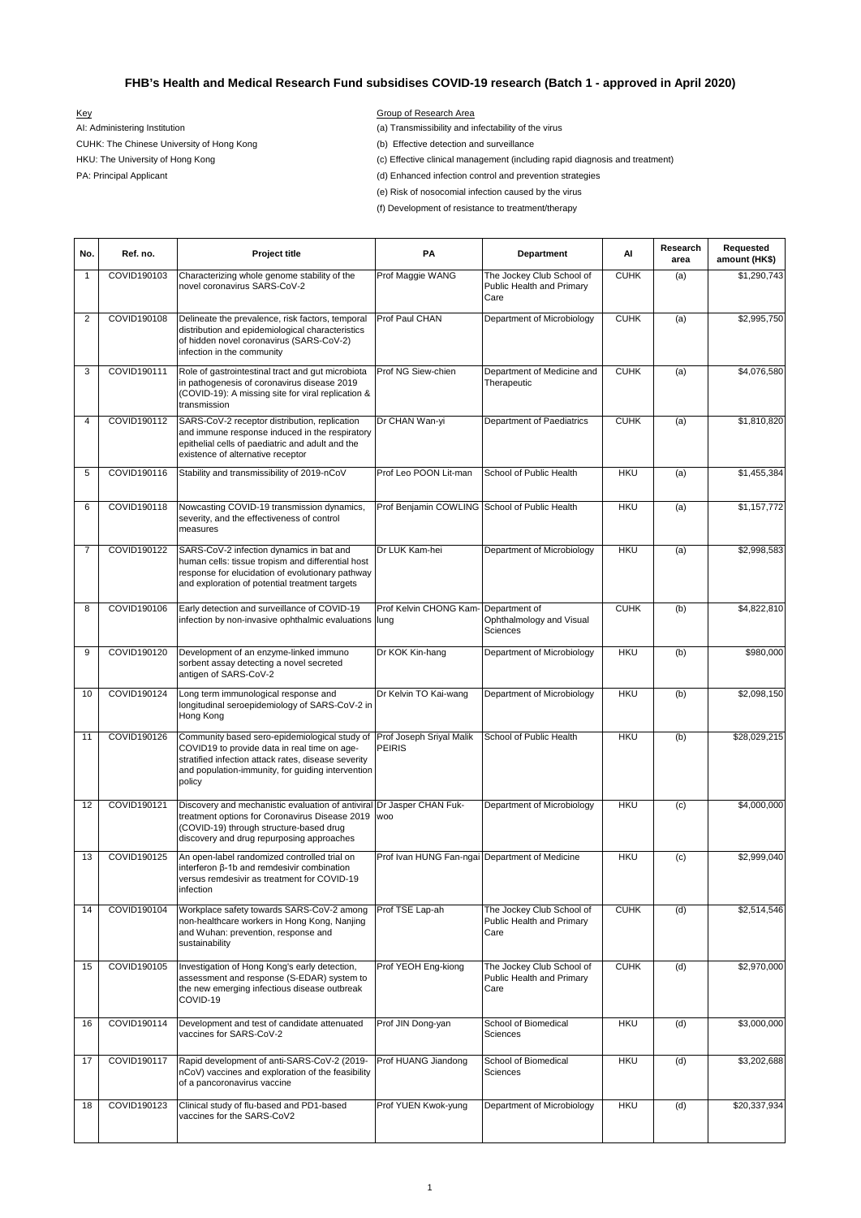# FHB's Health and Medical Research Fund subsidises COVID-19 research (Batch 1 - approved in April 2020)

Key

AI: Administering Institution
CUHK: The Chinese University of Hong Kong
HKU: The University of Hong Kong
PA: Principal Applicant

Group of Research Area

(a) Transmissibility and infectability of the virus
(b) Effective detection and surveillance
(c) Effective clinical management (including rapid diagnosis and treatment)
(d) Enhanced infection control and prevention strategies
(e) Risk of nosocomial infection caused by the virus
(f) Development of resistance to treatment/therapy

| No. | Ref. no. | Project title | PA | Department | AI | Research area | Requested amount (HK$) |
|---|---|---|---|---|---|---|---|
| 1 | COVID190103 | Characterizing whole genome stability of the novel coronavirus SARS-CoV-2 | Prof Maggie WANG | The Jockey Club School of Public Health and Primary Care | CUHK | (a) | $1,290,743 |
| 2 | COVID190108 | Delineate the prevalence, risk factors, temporal distribution and epidemiological characteristics of hidden novel coronavirus (SARS-CoV-2) infection in the community | Prof Paul CHAN | Department of Microbiology | CUHK | (a) | $2,995,750 |
| 3 | COVID190111 | Role of gastrointestinal tract and gut microbiota in pathogenesis of coronavirus disease 2019 (COVID-19): A missing site for viral replication & transmission | Prof NG Siew-chien | Department of Medicine and Therapeutic | CUHK | (a) | $4,076,580 |
| 4 | COVID190112 | SARS-CoV-2 receptor distribution, replication and immune response induced in the respiratory epithelial cells of paediatric and adult and the existence of alternative receptor | Dr CHAN Wan-yi | Department of Paediatrics | CUHK | (a) | $1,810,820 |
| 5 | COVID190116 | Stability and transmissibility of 2019-nCoV | Prof Leo POON Lit-man | School of Public Health | HKU | (a) | $1,455,384 |
| 6 | COVID190118 | Nowcasting COVID-19 transmission dynamics, severity, and the effectiveness of control measures | Prof Benjamin COWLING | School of Public Health | HKU | (a) | $1,157,772 |
| 7 | COVID190122 | SARS-CoV-2 infection dynamics in bat and human cells: tissue tropism and differential host response for elucidation of evolutionary pathway and exploration of potential treatment targets | Dr LUK Kam-hei | Department of Microbiology | HKU | (a) | $2,998,583 |
| 8 | COVID190106 | Early detection and surveillance of COVID-19 infection by non-invasive ophthalmic evaluations | Prof Kelvin CHONG Kam-lung | Department of Ophthalmology and Visual Sciences | CUHK | (b) | $4,822,810 |
| 9 | COVID190120 | Development of an enzyme-linked immuno sorbent assay detecting a novel secreted antigen of SARS-CoV-2 | Dr KOK Kin-hang | Department of Microbiology | HKU | (b) | $980,000 |
| 10 | COVID190124 | Long term immunological response and longitudinal seroepidemiology of SARS-CoV-2 in Hong Kong | Dr Kelvin TO Kai-wang | Department of Microbiology | HKU | (b) | $2,098,150 |
| 11 | COVID190126 | Community based sero-epidemiological study of COVID19 to provide data in real time on age-stratified infection attack rates, disease severity and population-immunity, for guiding intervention policy | Prof Joseph Sriyal Malik PEIRIS | School of Public Health | HKU | (b) | $28,029,215 |
| 12 | COVID190121 | Discovery and mechanistic evaluation of antiviral treatment options for Coronavirus Disease 2019 (COVID-19) through structure-based drug discovery and drug repurposing approaches | Dr Jasper CHAN Fuk-woo | Department of Microbiology | HKU | (c) | $4,000,000 |
| 13 | COVID190125 | An open-label randomized controlled trial on interferon β-1b and remdesivir combination versus remdesivir as treatment for COVID-19 infection | Prof Ivan HUNG Fan-ngai | Department of Medicine | HKU | (c) | $2,999,040 |
| 14 | COVID190104 | Workplace safety towards SARS-CoV-2 among non-healthcare workers in Hong Kong, Nanjing and Wuhan: prevention, response and sustainability | Prof TSE Lap-ah | The Jockey Club School of Public Health and Primary Care | CUHK | (d) | $2,514,546 |
| 15 | COVID190105 | Investigation of Hong Kong's early detection, assessment and response (S-EDAR) system to the new emerging infectious disease outbreak COVID-19 | Prof YEOH Eng-kiong | The Jockey Club School of Public Health and Primary Care | CUHK | (d) | $2,970,000 |
| 16 | COVID190114 | Development and test of candidate attenuated vaccines for SARS-CoV-2 | Prof JIN Dong-yan | School of Biomedical Sciences | HKU | (d) | $3,000,000 |
| 17 | COVID190117 | Rapid development of anti-SARS-CoV-2 (2019-nCoV) vaccines and exploration of the feasibility of a pancoronavirus vaccine | Prof HUANG Jiandong | School of Biomedical Sciences | HKU | (d) | $3,202,688 |
| 18 | COVID190123 | Clinical study of flu-based and PD1-based vaccines for the SARS-CoV2 | Prof YUEN Kwok-yung | Department of Microbiology | HKU | (d) | $20,337,934 |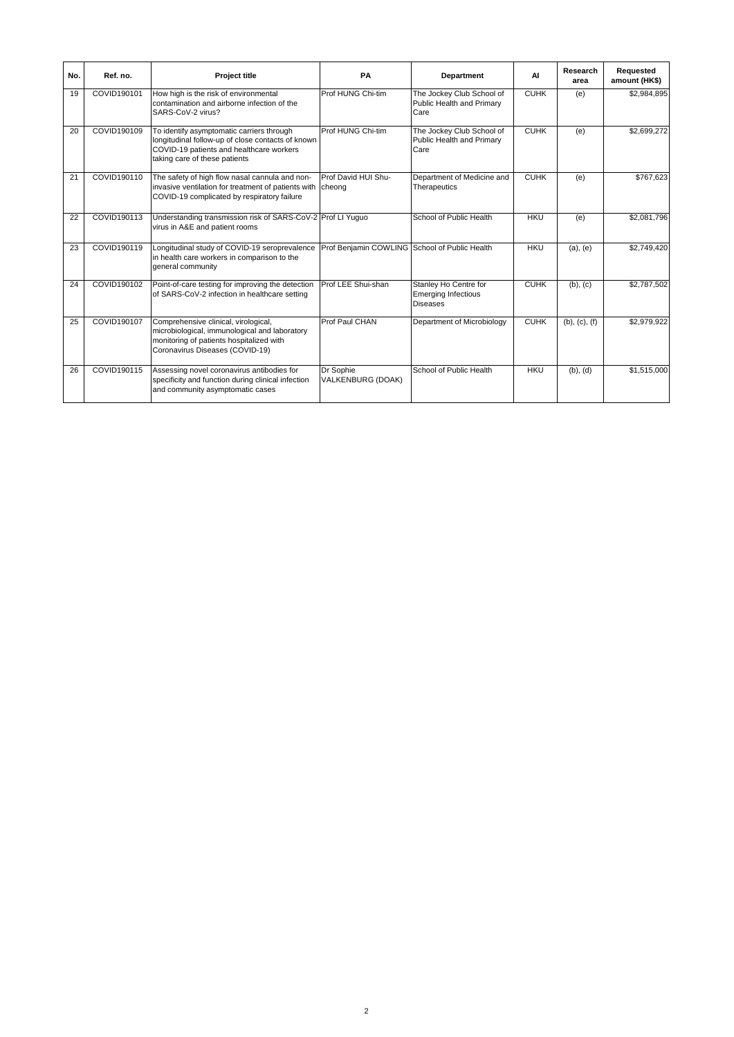| No. | Ref. no. | Project title | PA | Department | AI | Research area | Requested amount (HK$) |
|---|---|---|---|---|---|---|---|
| 19 | COVID190101 | How high is the risk of environmental contamination and airborne infection of the SARS-CoV-2 virus? | Prof HUNG Chi-tim | The Jockey Club School of Public Health and Primary Care | CUHK | (e) | $2,984,895 |
| 20 | COVID190109 | To identify asymptomatic carriers through longitudinal follow-up of close contacts of known COVID-19 patients and healthcare workers taking care of these patients | Prof HUNG Chi-tim | The Jockey Club School of Public Health and Primary Care | CUHK | (e) | $2,699,272 |
| 21 | COVID190110 | The safety of high flow nasal cannula and non-invasive ventilation for treatment of patients with COVID-19 complicated by respiratory failure | Prof David HUI Shu-cheong | Department of Medicine and Therapeutics | CUHK | (e) | $767,623 |
| 22 | COVID190113 | Understanding transmission risk of SARS-CoV-2 virus in A&E and patient rooms | Prof LI Yuguo | School of Public Health | HKU | (e) | $2,081,796 |
| 23 | COVID190119 | Longitudinal study of COVID-19 seroprevalence in health care workers in comparison to the general community | Prof Benjamin COWLING | School of Public Health | HKU | (a), (e) | $2,749,420 |
| 24 | COVID190102 | Point-of-care testing for improving the detection of SARS-CoV-2 infection in healthcare setting | Prof LEE Shui-shan | Stanley Ho Centre for Emerging Infectious Diseases | CUHK | (b), (c) | $2,787,502 |
| 25 | COVID190107 | Comprehensive clinical, virological, microbiological, immunological and laboratory monitoring of patients hospitalized with Coronavirus Diseases (COVID-19) | Prof Paul CHAN | Department of Microbiology | CUHK | (b), (c), (f) | $2,979,922 |
| 26 | COVID190115 | Assessing novel coronavirus antibodies for specificity and function during clinical infection and community asymptomatic cases | Dr Sophie VALKENBURG (DOAK) | School of Public Health | HKU | (b), (d) | $1,515,000 |